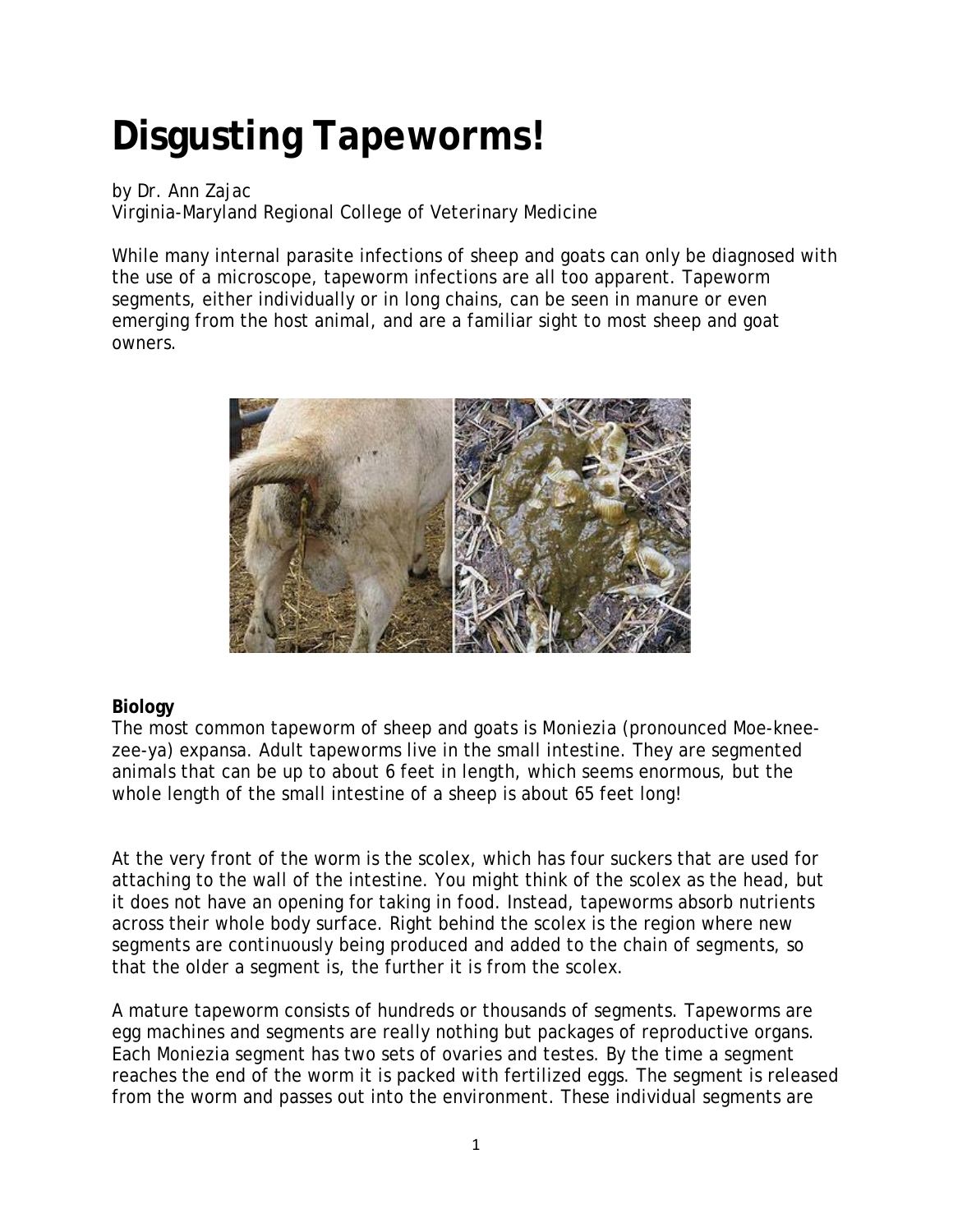# Disgusting Tapeworms!

by Dr. Ann Zajac
Virginia-Maryland Regional College of Veterinary Medicine

While many internal parasite infections of sheep and goats can only be diagnosed with the use of a microscope, tapeworm infections are all too apparent. Tapeworm segments, either individually or in long chains, can be seen in manure or even emerging from the host animal, and are a familiar sight to most sheep and goat owners.

**Biology**
The most common tapeworm of sheep and goats is Moniezia (pronounced Moe-knee-zee-ya) expansa. Adult tapeworms live in the small intestine. They are segmented animals that can be up to about 6 feet in length, which seems enormous, but the whole length of the small intestine of a sheep is about 65 feet long!

At the very front of the worm is the scolex, which has four suckers that are used for attaching to the wall of the intestine. You might think of the scolex as the head, but it does not have an opening for taking in food. Instead, tapeworms absorb nutrients across their whole body surface. Right behind the scolex is the region where new segments are continuously being produced and added to the chain of segments, so that the older a segment is, the further it is from the scolex.

A mature tapeworm consists of hundreds or thousands of segments. Tapeworms are egg machines and segments are really nothing but packages of reproductive organs. Each Moniezia segment has two sets of ovaries and testes. By the time a segment reaches the end of the worm it is packed with fertilized eggs. The segment is released from the worm and passes out into the environment. These individual segments are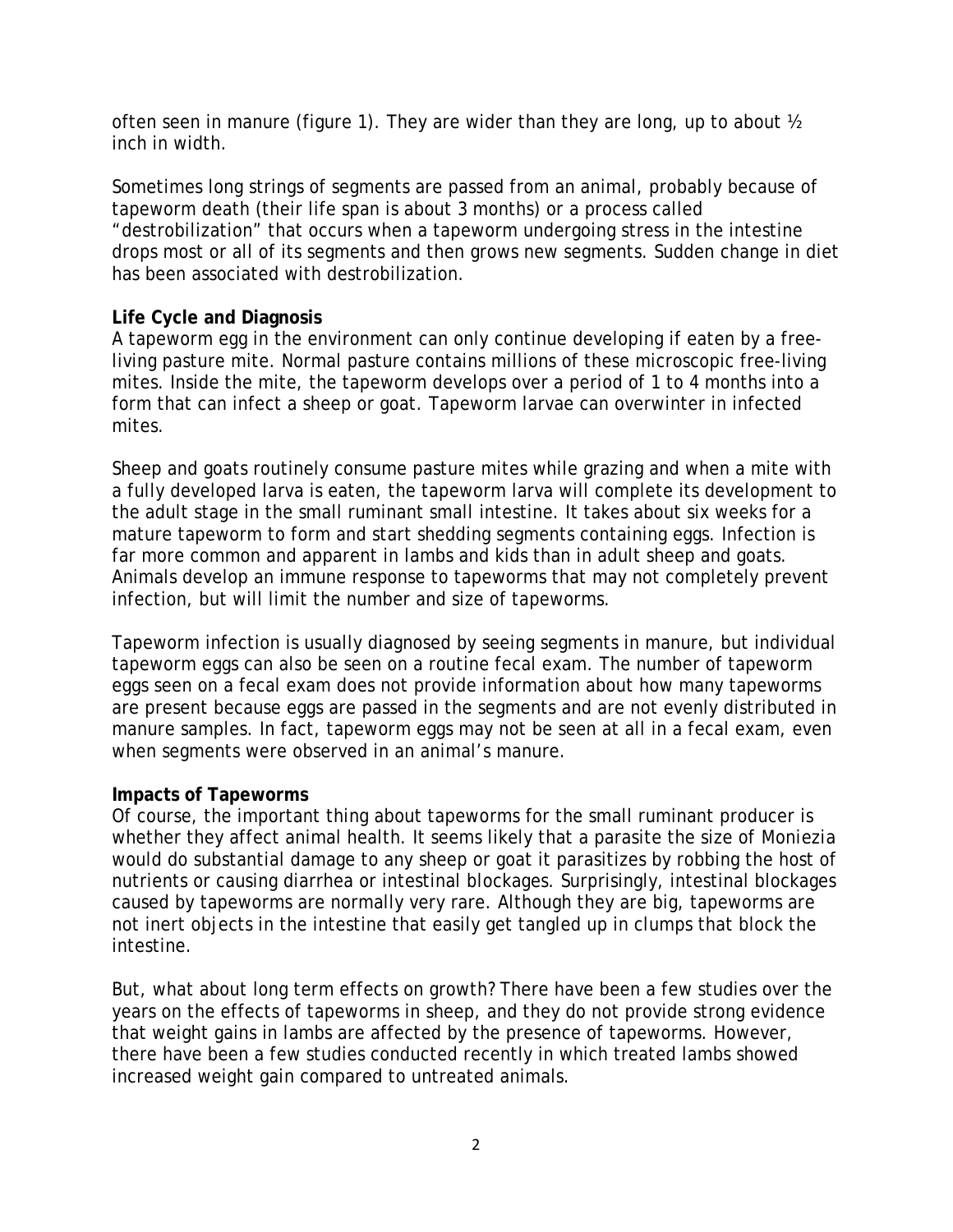often seen in manure (figure 1). They are wider than they are long, up to about ½ inch in width.

Sometimes long strings of segments are passed from an animal, probably because of tapeworm death (their life span is about 3 months) or a process called "destrobilization" that occurs when a tapeworm undergoing stress in the intestine drops most or all of its segments and then grows new segments. Sudden change in diet has been associated with destrobilization.

**Life Cycle and Diagnosis**

A tapeworm egg in the environment can only continue developing if eaten by a free-living pasture mite. Normal pasture contains millions of these microscopic free-living mites. Inside the mite, the tapeworm develops over a period of 1 to 4 months into a form that can infect a sheep or goat. Tapeworm larvae can overwinter in infected mites.

Sheep and goats routinely consume pasture mites while grazing and when a mite with a fully developed larva is eaten, the tapeworm larva will complete its development to the adult stage in the small ruminant small intestine. It takes about six weeks for a mature tapeworm to form and start shedding segments containing eggs. Infection is far more common and apparent in lambs and kids than in adult sheep and goats. Animals develop an immune response to tapeworms that may not completely prevent infection, but will limit the number and size of tapeworms.

Tapeworm infection is usually diagnosed by seeing segments in manure, but individual tapeworm eggs can also be seen on a routine fecal exam. The number of tapeworm eggs seen on a fecal exam does not provide information about how many tapeworms are present because eggs are passed in the segments and are not evenly distributed in manure samples. In fact, tapeworm eggs may not be seen at all in a fecal exam, even when segments were observed in an animal's manure.

**Impacts of Tapeworms**

Of course, the important thing about tapeworms for the small ruminant producer is whether they affect animal health. It seems likely that a parasite the size of Moniezia would do substantial damage to any sheep or goat it parasitizes by robbing the host of nutrients or causing diarrhea or intestinal blockages. Surprisingly, intestinal blockages caused by tapeworms are normally very rare. Although they are big, tapeworms are not inert objects in the intestine that easily get tangled up in clumps that block the intestine.

But, what about long term effects on growth? There have been a few studies over the years on the effects of tapeworms in sheep, and they do not provide strong evidence that weight gains in lambs are affected by the presence of tapeworms. However, there have been a few studies conducted recently in which treated lambs showed increased weight gain compared to untreated animals.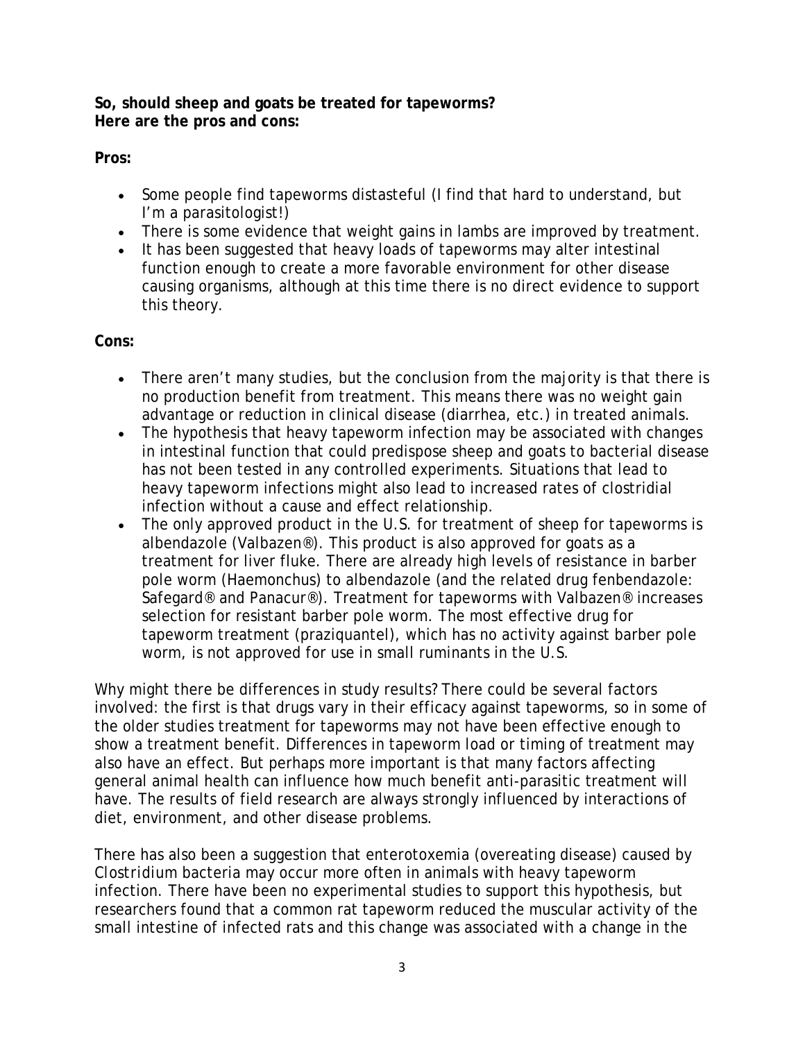**So, should sheep and goats be treated for tapeworms?**
**Here are the pros and cons:**

**Pros:**

- Some people find tapeworms distasteful (I find that hard to understand, but I'm a parasitologist!)
- There is some evidence that weight gains in lambs are improved by treatment.
- It has been suggested that heavy loads of tapeworms may alter intestinal function enough to create a more favorable environment for other disease causing organisms, although at this time there is no direct evidence to support this theory.

**Cons:**

- There aren't many studies, but the conclusion from the majority is that there is no production benefit from treatment. This means there was no weight gain advantage or reduction in clinical disease (diarrhea, etc.) in treated animals.
- The hypothesis that heavy tapeworm infection may be associated with changes in intestinal function that could predispose sheep and goats to bacterial disease has not been tested in any controlled experiments. Situations that lead to heavy tapeworm infections might also lead to increased rates of clostridial infection without a cause and effect relationship.
- The only approved product in the U.S. for treatment of sheep for tapeworms is albendazole (Valbazen®). This product is also approved for goats as a treatment for liver fluke. There are already high levels of resistance in barber pole worm (Haemonchus) to albendazole (and the related drug fenbendazole: Safegard® and Panacur®). Treatment for tapeworms with Valbazen® increases selection for resistant barber pole worm. The most effective drug for tapeworm treatment (praziquantel), which has no activity against barber pole worm, is not approved for use in small ruminants in the U.S.

Why might there be differences in study results? There could be several factors involved: the first is that drugs vary in their efficacy against tapeworms, so in some of the older studies treatment for tapeworms may not have been effective enough to show a treatment benefit. Differences in tapeworm load or timing of treatment may also have an effect. But perhaps more important is that many factors affecting general animal health can influence how much benefit anti-parasitic treatment will have. The results of field research are always strongly influenced by interactions of diet, environment, and other disease problems.

There has also been a suggestion that enterotoxemia (overeating disease) caused by Clostridium bacteria may occur more often in animals with heavy tapeworm infection. There have been no experimental studies to support this hypothesis, but researchers found that a common rat tapeworm reduced the muscular activity of the small intestine of infected rats and this change was associated with a change in the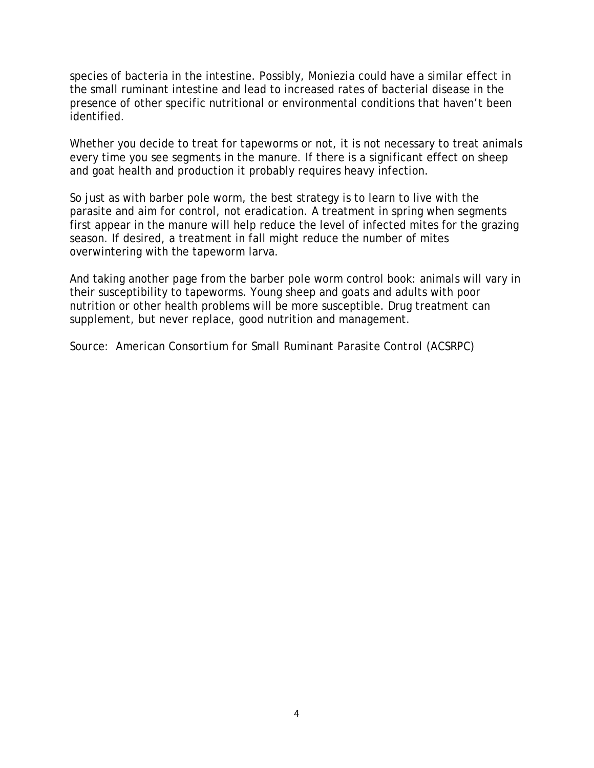species of bacteria in the intestine. Possibly, Moniezia could have a similar effect in the small ruminant intestine and lead to increased rates of bacterial disease in the presence of other specific nutritional or environmental conditions that haven't been identified.

Whether you decide to treat for tapeworms or not, it is not necessary to treat animals every time you see segments in the manure. If there is a significant effect on sheep and goat health and production it probably requires heavy infection.

So just as with barber pole worm, the best strategy is to learn to live with the parasite and aim for control, not eradication. A treatment in spring when segments first appear in the manure will help reduce the level of infected mites for the grazing season. If desired, a treatment in fall might reduce the number of mites overwintering with the tapeworm larva.

And taking another page from the barber pole worm control book: animals will vary in their susceptibility to tapeworms. Young sheep and goats and adults with poor nutrition or other health problems will be more susceptible. Drug treatment can supplement, but never replace, good nutrition and management.

Source: *American Consortium for Small Ruminant Parasite Control* (ACSRPC)